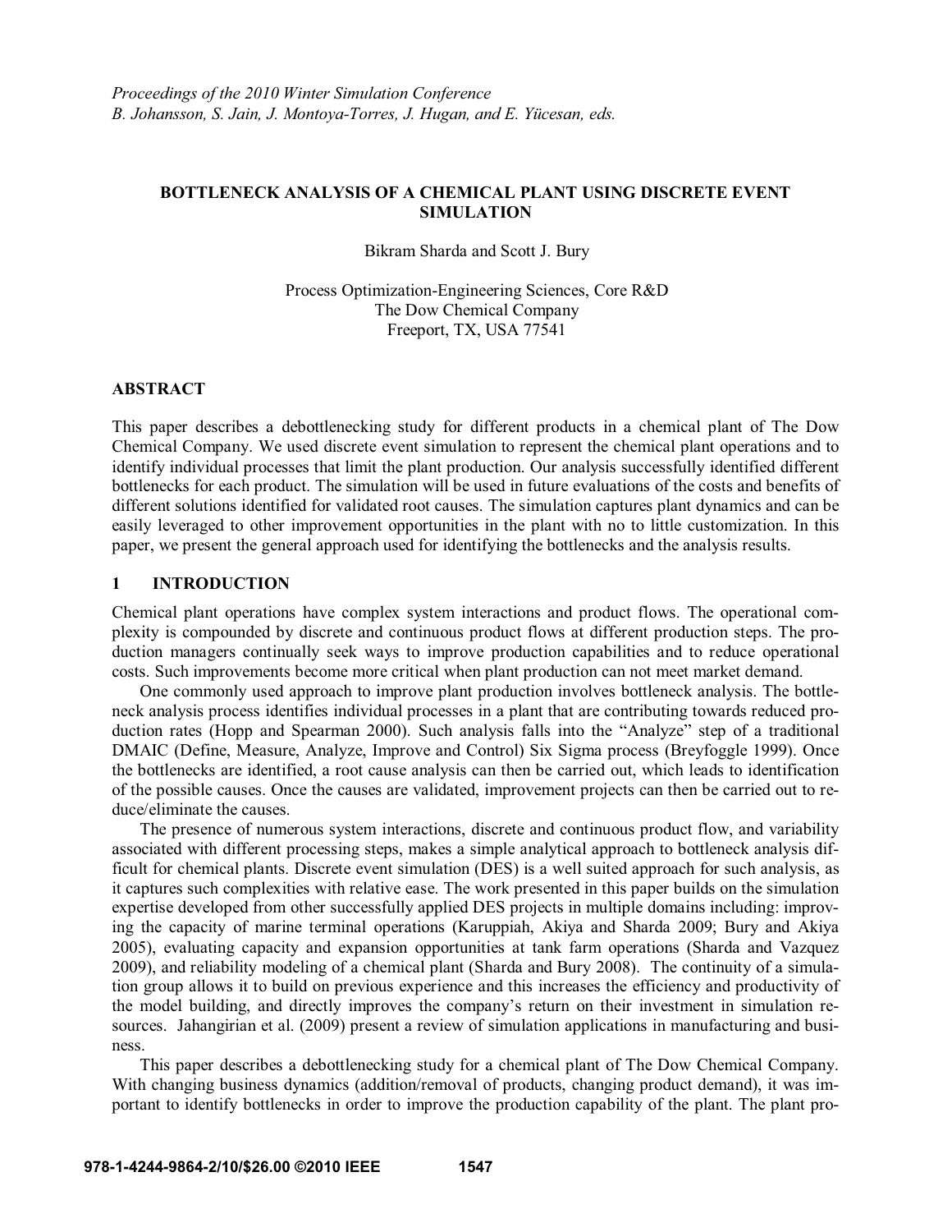*Proceedings of the 2010 Winter Simulation Conference*
*B. Johansson, S. Jain, J. Montoya-Torres, J. Hugan, and E. Yücesan, eds.*

# BOTTLENECK ANALYSIS OF A CHEMICAL PLANT USING DISCRETE EVENT SIMULATION

Bikram Sharda and Scott J. Bury

Process Optimization-Engineering Sciences, Core R&D
The Dow Chemical Company
Freeport, TX, USA 77541

## ABSTRACT

This paper describes a debottlenecking study for different products in a chemical plant of The Dow Chemical Company. We used discrete event simulation to represent the chemical plant operations and to identify individual processes that limit the plant production. Our analysis successfully identified different bottlenecks for each product. The simulation will be used in future evaluations of the costs and benefits of different solutions identified for validated root causes. The simulation captures plant dynamics and can be easily leveraged to other improvement opportunities in the plant with no to little customization. In this paper, we present the general approach used for identifying the bottlenecks and the analysis results.

## 1 INTRODUCTION

Chemical plant operations have complex system interactions and product flows. The operational complexity is compounded by discrete and continuous product flows at different production steps. The production managers continually seek ways to improve production capabilities and to reduce operational costs. Such improvements become more critical when plant production can not meet market demand.

One commonly used approach to improve plant production involves bottleneck analysis. The bottleneck analysis process identifies individual processes in a plant that are contributing towards reduced production rates (Hopp and Spearman 2000). Such analysis falls into the "Analyze" step of a traditional DMAIC (Define, Measure, Analyze, Improve and Control) Six Sigma process (Breyfoggle 1999). Once the bottlenecks are identified, a root cause analysis can then be carried out, which leads to identification of the possible causes. Once the causes are validated, improvement projects can then be carried out to reduce/eliminate the causes.

The presence of numerous system interactions, discrete and continuous product flow, and variability associated with different processing steps, makes a simple analytical approach to bottleneck analysis difficult for chemical plants. Discrete event simulation (DES) is a well suited approach for such analysis, as it captures such complexities with relative ease. The work presented in this paper builds on the simulation expertise developed from other successfully applied DES projects in multiple domains including: improving the capacity of marine terminal operations (Karuppiah, Akiya and Sharda 2009; Bury and Akiya 2005), evaluating capacity and expansion opportunities at tank farm operations (Sharda and Vazquez 2009), and reliability modeling of a chemical plant (Sharda and Bury 2008). The continuity of a simulation group allows it to build on previous experience and this increases the efficiency and productivity of the model building, and directly improves the company's return on their investment in simulation resources. Jahangirian et al. (2009) present a review of simulation applications in manufacturing and business.

This paper describes a debottlenecking study for a chemical plant of The Dow Chemical Company. With changing business dynamics (addition/removal of products, changing product demand), it was important to identify bottlenecks in order to improve the production capability of the plant. The plant pro-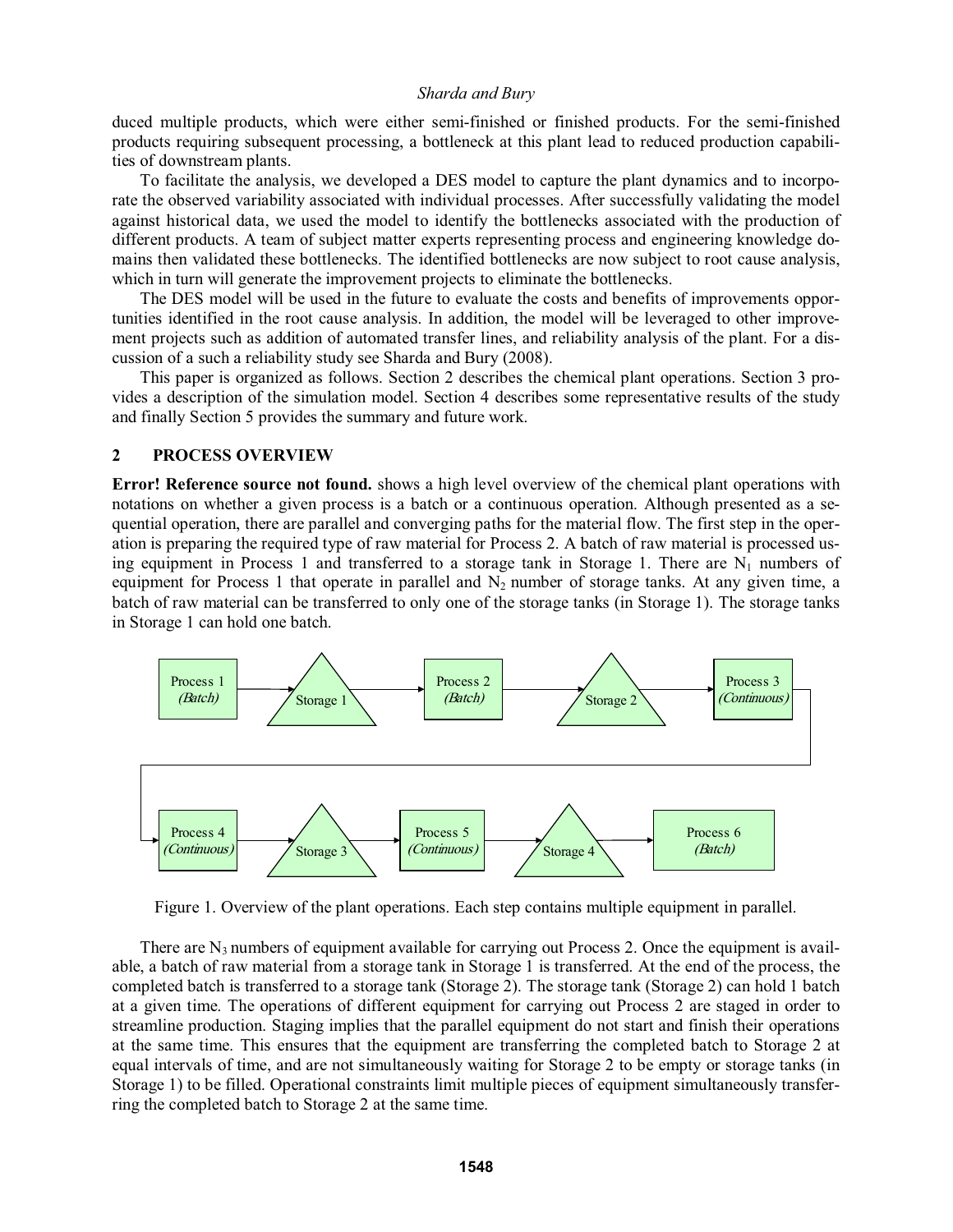duced multiple products, which were either semi-finished or finished products. For the semi-finished products requiring subsequent processing, a bottleneck at this plant lead to reduced production capabilities of downstream plants.

To facilitate the analysis, we developed a DES model to capture the plant dynamics and to incorporate the observed variability associated with individual processes. After successfully validating the model against historical data, we used the model to identify the bottlenecks associated with the production of different products. A team of subject matter experts representing process and engineering knowledge domains then validated these bottlenecks. The identified bottlenecks are now subject to root cause analysis, which in turn will generate the improvement projects to eliminate the bottlenecks.

The DES model will be used in the future to evaluate the costs and benefits of improvements opportunities identified in the root cause analysis. In addition, the model will be leveraged to other improvement projects such as addition of automated transfer lines, and reliability analysis of the plant. For a discussion of a such a reliability study see Sharda and Bury (2008).

This paper is organized as follows. Section 2 describes the chemical plant operations. Section 3 provides a description of the simulation model. Section 4 describes some representative results of the study and finally Section 5 provides the summary and future work.

## 2 PROCESS OVERVIEW

**Error! Reference source not found.** shows a high level overview of the chemical plant operations with notations on whether a given process is a batch or a continuous operation. Although presented as a sequential operation, there are parallel and converging paths for the material flow. The first step in the operation is preparing the required type of raw material for Process 2. A batch of raw material is processed using equipment in Process 1 and transferred to a storage tank in Storage 1. There are $N_1$ numbers of equipment for Process 1 that operate in parallel and $N_2$ number of storage tanks. At any given time, a batch of raw material can be transferred to only one of the storage tanks (in Storage 1). The storage tanks in Storage 1 can hold one batch.

Process 1 *(Batch)* → Storage 1 → Process 2 *(Batch)* → Storage 2 → Process 3 *(Continuous)* → Process 4 *(Continuous)* → Storage 3 → Process 5 *(Continuous)* → Storage 4 → Process 6 *(Batch)*

Figure 1. Overview of the plant operations. Each step contains multiple equipment in parallel.

There are $N_3$ numbers of equipment available for carrying out Process 2. Once the equipment is available, a batch of raw material from a storage tank in Storage 1 is transferred. At the end of the process, the completed batch is transferred to a storage tank (Storage 2). The storage tank (Storage 2) can hold 1 batch at a given time. The operations of different equipment for carrying out Process 2 are staged in order to streamline production. Staging implies that the parallel equipment do not start and finish their operations at the same time. This ensures that the equipment are transferring the completed batch to Storage 2 at equal intervals of time, and are not simultaneously waiting for Storage 2 to be empty or storage tanks (in Storage 1) to be filled. Operational constraints limit multiple pieces of equipment simultaneously transferring the completed batch to Storage 2 at the same time.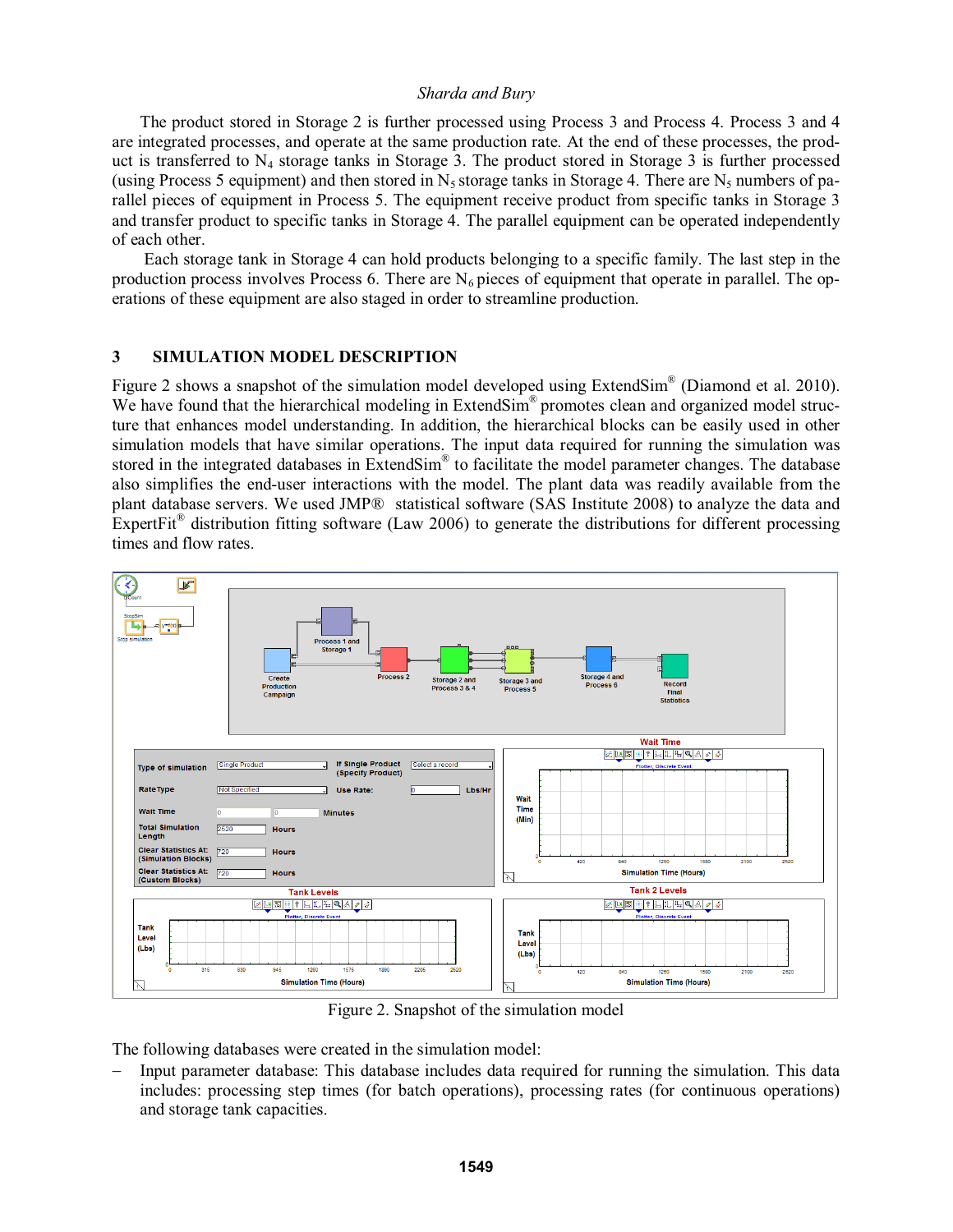The product stored in Storage 2 is further processed using Process 3 and Process 4. Process 3 and 4 are integrated processes, and operate at the same production rate. At the end of these processes, the product is transferred to $N_4$ storage tanks in Storage 3. The product stored in Storage 3 is further processed (using Process 5 equipment) and then stored in $N_5$ storage tanks in Storage 4. There are $N_5$ numbers of parallel pieces of equipment in Process 5. The equipment receive product from specific tanks in Storage 3 and transfer product to specific tanks in Storage 4. The parallel equipment can be operated independently of each other.

Each storage tank in Storage 4 can hold products belonging to a specific family. The last step in the production process involves Process 6. There are $N_6$ pieces of equipment that operate in parallel. The operations of these equipment are also staged in order to streamline production.

## 3 SIMULATION MODEL DESCRIPTION

Figure 2 shows a snapshot of the simulation model developed using ExtendSim® (Diamond et al. 2010). We have found that the hierarchical modeling in ExtendSim® promotes clean and organized model structure that enhances model understanding. In addition, the hierarchical blocks can be easily used in other simulation models that have similar operations. The input data required for running the simulation was stored in the integrated databases in ExtendSim® to facilitate the model parameter changes. The database also simplifies the end-user interactions with the model. The plant data was readily available from the plant database servers. We used JMP® statistical software (SAS Institute 2008) to analyze the data and ExpertFit® distribution fitting software (Law 2006) to generate the distributions for different processing times and flow rates.

Figure 2. Snapshot of the simulation model

The following databases were created in the simulation model:

- Input parameter database: This database includes data required for running the simulation. This data includes: processing step times (for batch operations), processing rates (for continuous operations) and storage tank capacities.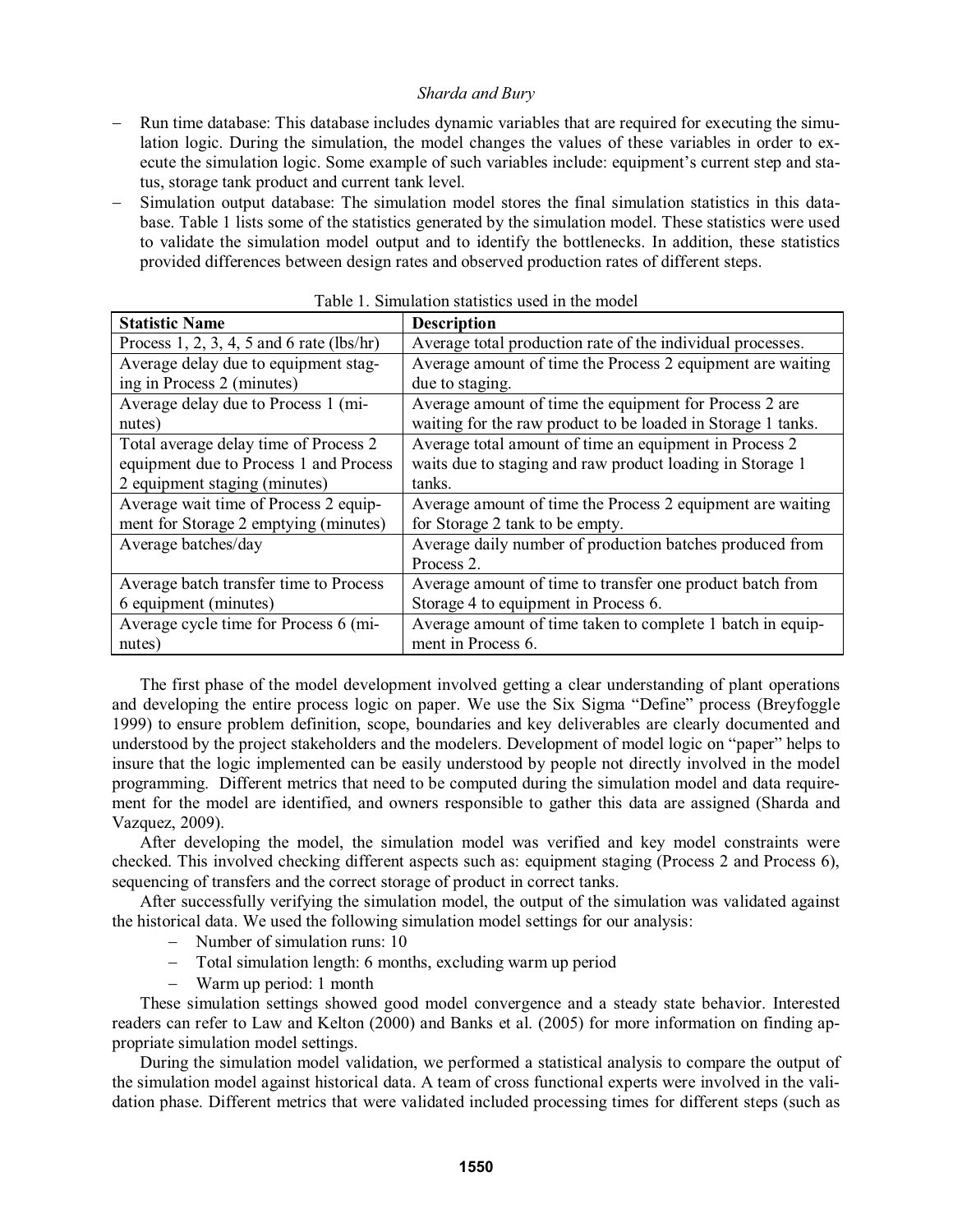- Run time database: This database includes dynamic variables that are required for executing the simulation logic. During the simulation, the model changes the values of these variables in order to execute the simulation logic. Some example of such variables include: equipment's current step and status, storage tank product and current tank level.
- Simulation output database: The simulation model stores the final simulation statistics in this database. Table 1 lists some of the statistics generated by the simulation model. These statistics were used to validate the simulation model output and to identify the bottlenecks. In addition, these statistics provided differences between design rates and observed production rates of different steps.

Table 1. Simulation statistics used in the model

| Statistic Name | Description |
| --- | --- |
| Process 1, 2, 3, 4, 5 and 6 rate (lbs/hr) | Average total production rate of the individual processes. |
| Average delay due to equipment staging in Process 2 (minutes) | Average amount of time the Process 2 equipment are waiting due to staging. |
| Average delay due to Process 1 (minutes) | Average amount of time the equipment for Process 2 are waiting for the raw product to be loaded in Storage 1 tanks. |
| Total average delay time of Process 2 equipment due to Process 1 and Process 2 equipment staging (minutes) | Average total amount of time an equipment in Process 2 waits due to staging and raw product loading in Storage 1 tanks. |
| Average wait time of Process 2 equipment for Storage 2 emptying (minutes) | Average amount of time the Process 2 equipment are waiting for Storage 2 tank to be empty. |
| Average batches/day | Average daily number of production batches produced from Process 2. |
| Average batch transfer time to Process 6 equipment (minutes) | Average amount of time to transfer one product batch from Storage 4 to equipment in Process 6. |
| Average cycle time for Process 6 (minutes) | Average amount of time taken to complete 1 batch in equipment in Process 6. |

The first phase of the model development involved getting a clear understanding of plant operations and developing the entire process logic on paper. We use the Six Sigma "Define" process (Breyfoggle 1999) to ensure problem definition, scope, boundaries and key deliverables are clearly documented and understood by the project stakeholders and the modelers. Development of model logic on "paper" helps to insure that the logic implemented can be easily understood by people not directly involved in the model programming. Different metrics that need to be computed during the simulation model and data requirement for the model are identified, and owners responsible to gather this data are assigned (Sharda and Vazquez, 2009).

After developing the model, the simulation model was verified and key model constraints were checked. This involved checking different aspects such as: equipment staging (Process 2 and Process 6), sequencing of transfers and the correct storage of product in correct tanks.

After successfully verifying the simulation model, the output of the simulation was validated against the historical data. We used the following simulation model settings for our analysis:

- Number of simulation runs: 10
- Total simulation length: 6 months, excluding warm up period
- Warm up period: 1 month

These simulation settings showed good model convergence and a steady state behavior. Interested readers can refer to Law and Kelton (2000) and Banks et al. (2005) for more information on finding appropriate simulation model settings.

During the simulation model validation, we performed a statistical analysis to compare the output of the simulation model against historical data. A team of cross functional experts were involved in the validation phase. Different metrics that were validated included processing times for different steps (such as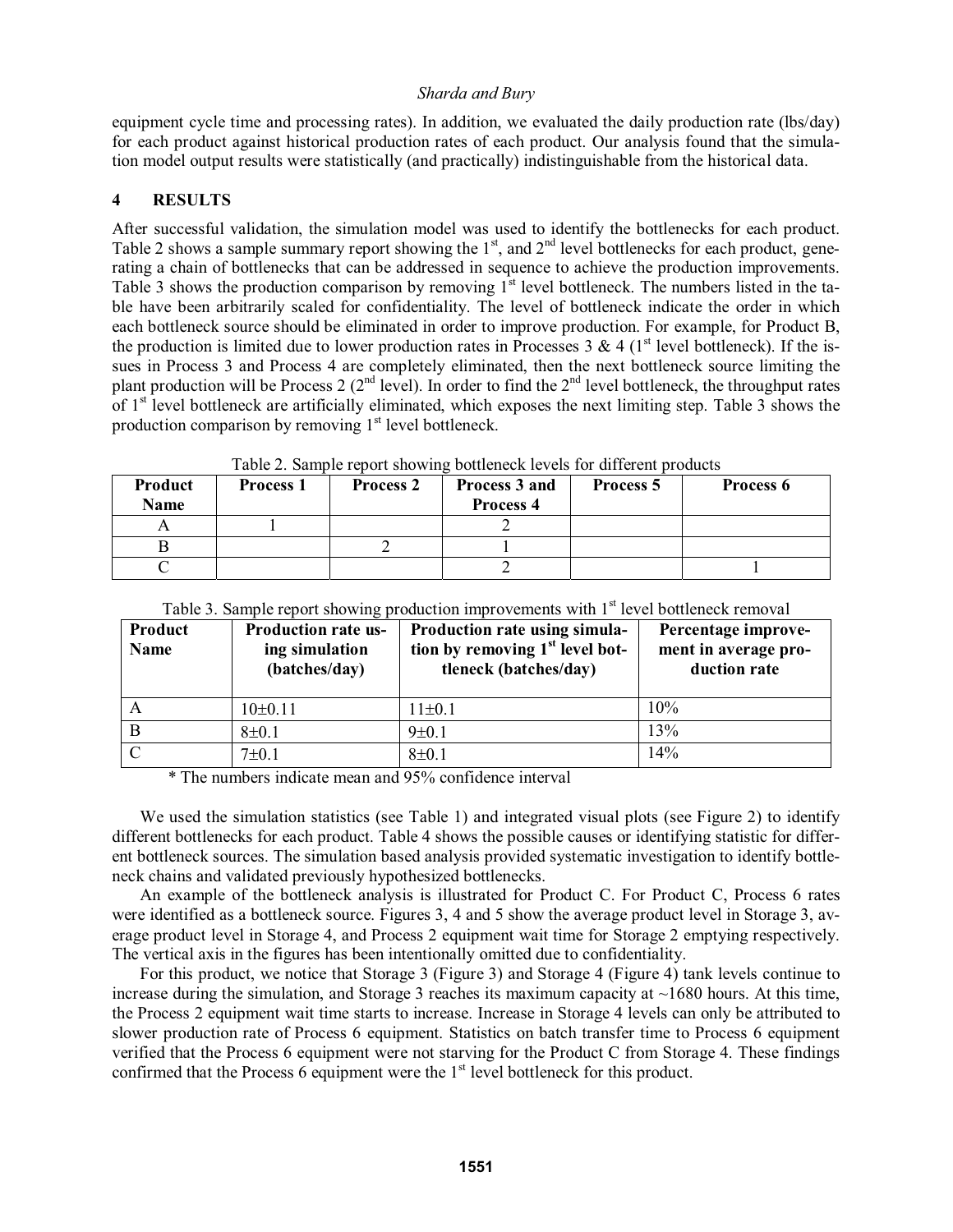equipment cycle time and processing rates). In addition, we evaluated the daily production rate (lbs/day) for each product against historical production rates of each product. Our analysis found that the simulation model output results were statistically (and practically) indistinguishable from the historical data.

## 4 RESULTS

After successful validation, the simulation model was used to identify the bottlenecks for each product. Table 2 shows a sample summary report showing the 1st, and 2nd level bottlenecks for each product, generating a chain of bottlenecks that can be addressed in sequence to achieve the production improvements. Table 3 shows the production comparison by removing 1st level bottleneck. The numbers listed in the table have been arbitrarily scaled for confidentiality. The level of bottleneck indicate the order in which each bottleneck source should be eliminated in order to improve production. For example, for Product B, the production is limited due to lower production rates in Processes 3 & 4 (1st level bottleneck). If the issues in Process 3 and Process 4 are completely eliminated, then the next bottleneck source limiting the plant production will be Process 2 (2nd level). In order to find the 2nd level bottleneck, the throughput rates of 1st level bottleneck are artificially eliminated, which exposes the next limiting step. Table 3 shows the production comparison by removing 1st level bottleneck.

Table 2. Sample report showing bottleneck levels for different products

| Product Name | Process 1 | Process 2 | Process 3 and Process 4 | Process 5 | Process 6 |
|---|---|---|---|---|---|
| A | 1 | | 2 | | |
| B | | 2 | 1 | | |
| C | | | 2 | | 1 |

Table 3. Sample report showing production improvements with 1st level bottleneck removal

| Product Name | Production rate using simulation (batches/day) | Production rate using simulation by removing 1st level bottleneck (batches/day) | Percentage improvement in average production rate |
|---|---|---|---|
| A | 10±0.11 | 11±0.1 | 10% |
| B | 8±0.1 | 9±0.1 | 13% |
| C | 7±0.1 | 8±0.1 | 14% |

\* The numbers indicate mean and 95% confidence interval

We used the simulation statistics (see Table 1) and integrated visual plots (see Figure 2) to identify different bottlenecks for each product. Table 4 shows the possible causes or identifying statistic for different bottleneck sources. The simulation based analysis provided systematic investigation to identify bottleneck chains and validated previously hypothesized bottlenecks.

An example of the bottleneck analysis is illustrated for Product C. For Product C, Process 6 rates were identified as a bottleneck source. Figures 3, 4 and 5 show the average product level in Storage 3, average product level in Storage 4, and Process 2 equipment wait time for Storage 2 emptying respectively. The vertical axis in the figures has been intentionally omitted due to confidentiality.

For this product, we notice that Storage 3 (Figure 3) and Storage 4 (Figure 4) tank levels continue to increase during the simulation, and Storage 3 reaches its maximum capacity at ~1680 hours. At this time, the Process 2 equipment wait time starts to increase. Increase in Storage 4 levels can only be attributed to slower production rate of Process 6 equipment. Statistics on batch transfer time to Process 6 equipment verified that the Process 6 equipment were not starving for the Product C from Storage 4. These findings confirmed that the Process 6 equipment were the 1st level bottleneck for this product.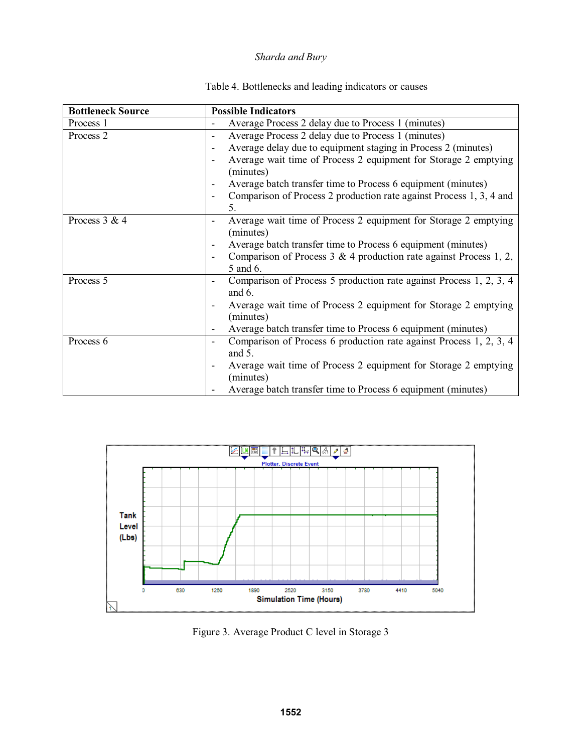Table 4. Bottlenecks and leading indicators or causes

| Bottleneck Source | Possible Indicators |
|---|---|
| Process 1 | - Average Process 2 delay due to Process 1 (minutes) |
| Process 2 | - Average Process 2 delay due to Process 1 (minutes)<br>- Average delay due to equipment staging in Process 2 (minutes)<br>- Average wait time of Process 2 equipment for Storage 2 emptying (minutes)<br>- Average batch transfer time to Process 6 equipment (minutes)<br>- Comparison of Process 2 production rate against Process 1, 3, 4 and 5. |
| Process 3 & 4 | - Average wait time of Process 2 equipment for Storage 2 emptying (minutes)<br>- Average batch transfer time to Process 6 equipment (minutes)<br>- Comparison of Process 3 & 4 production rate against Process 1, 2, 5 and 6. |
| Process 5 | - Comparison of Process 5 production rate against Process 1, 2, 3, 4 and 6.<br>- Average wait time of Process 2 equipment for Storage 2 emptying (minutes)<br>- Average batch transfer time to Process 6 equipment (minutes) |
| Process 6 | - Comparison of Process 6 production rate against Process 1, 2, 3, 4 and 5.<br>- Average wait time of Process 2 equipment for Storage 2 emptying (minutes)<br>- Average batch transfer time to Process 6 equipment (minutes) |

Figure 3. Average Product C level in Storage 3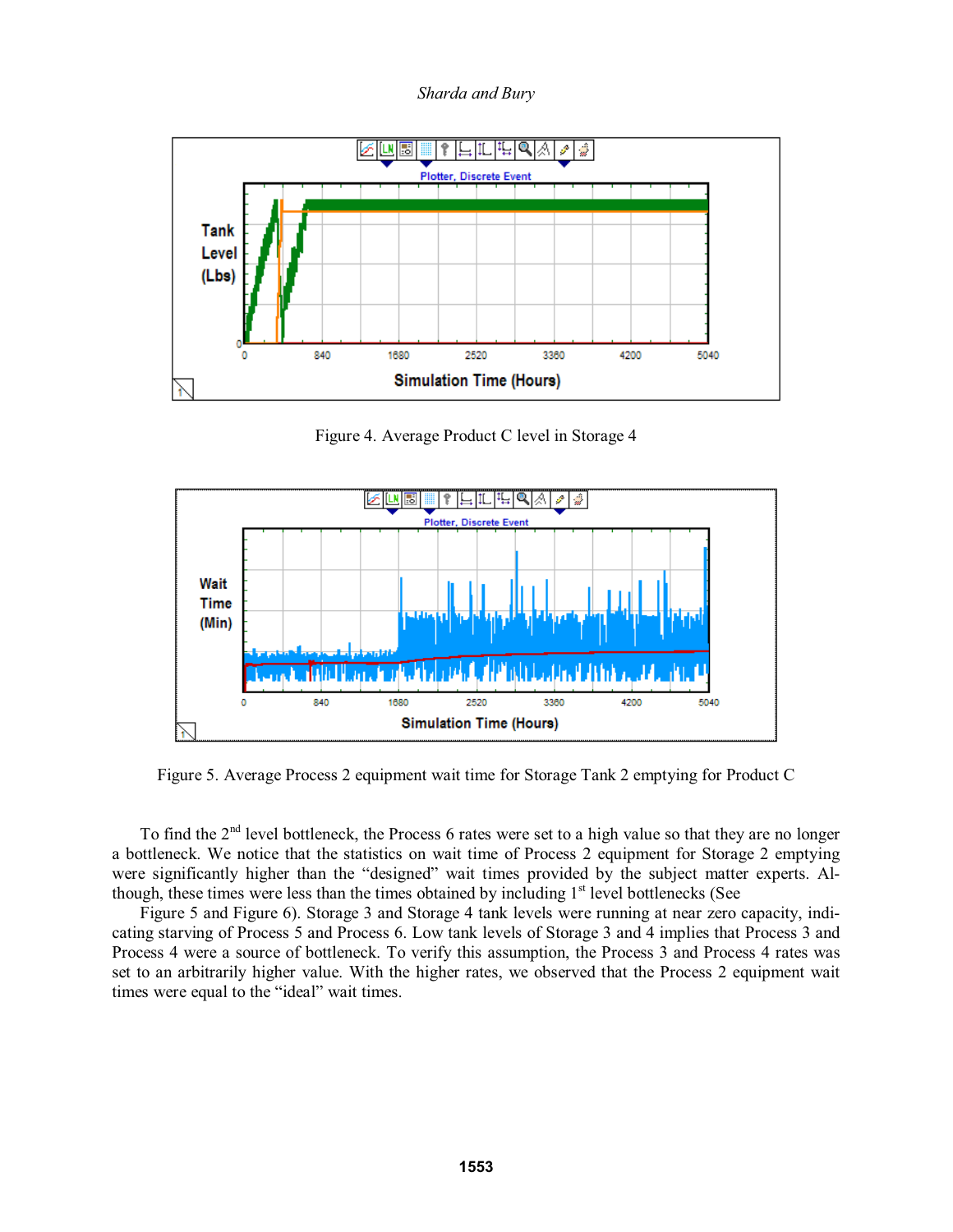Figure 4. Average Product C level in Storage 4

Figure 5. Average Process 2 equipment wait time for Storage Tank 2 emptying for Product C

To find the 2nd level bottleneck, the Process 6 rates were set to a high value so that they are no longer a bottleneck. We notice that the statistics on wait time of Process 2 equipment for Storage 2 emptying were significantly higher than the "designed" wait times provided by the subject matter experts. Although, these times were less than the times obtained by including 1st level bottlenecks (See Figure 5 and Figure 6). Storage 3 and Storage 4 tank levels were running at near zero capacity, indicating starving of Process 5 and Process 6. Low tank levels of Storage 3 and 4 implies that Process 3 and Process 4 were a source of bottleneck. To verify this assumption, the Process 3 and Process 4 rates was set to an arbitrarily higher value. With the higher rates, we observed that the Process 2 equipment wait times were equal to the "ideal" wait times.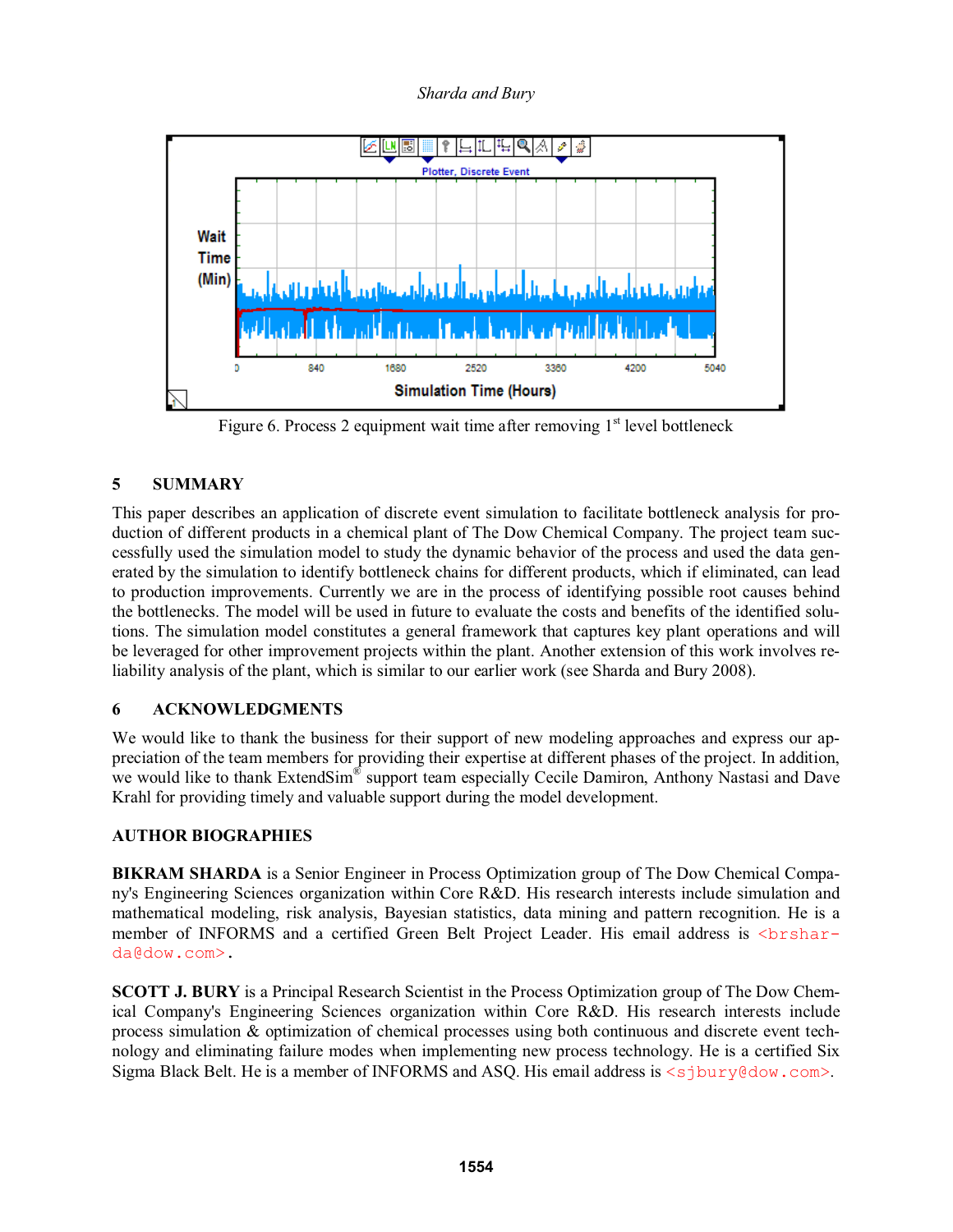Figure 6. Process 2 equipment wait time after removing 1st level bottleneck

## 5 SUMMARY

This paper describes an application of discrete event simulation to facilitate bottleneck analysis for production of different products in a chemical plant of The Dow Chemical Company. The project team successfully used the simulation model to study the dynamic behavior of the process and used the data generated by the simulation to identify bottleneck chains for different products, which if eliminated, can lead to production improvements. Currently we are in the process of identifying possible root causes behind the bottlenecks. The model will be used in future to evaluate the costs and benefits of the identified solutions. The simulation model constitutes a general framework that captures key plant operations and will be leveraged for other improvement projects within the plant. Another extension of this work involves reliability analysis of the plant, which is similar to our earlier work (see Sharda and Bury 2008).

## 6 ACKNOWLEDGMENTS

We would like to thank the business for their support of new modeling approaches and express our appreciation of the team members for providing their expertise at different phases of the project. In addition, we would like to thank ExtendSim® support team especially Cecile Damiron, Anthony Nastasi and Dave Krahl for providing timely and valuable support during the model development.

## AUTHOR BIOGRAPHIES

**BIKRAM SHARDA** is a Senior Engineer in Process Optimization group of The Dow Chemical Company's Engineering Sciences organization within Core R&D. His research interests include simulation and mathematical modeling, risk analysis, Bayesian statistics, data mining and pattern recognition. He is a member of INFORMS and a certified Green Belt Project Leader. His email address is <brsharda@dow.com>.

**SCOTT J. BURY** is a Principal Research Scientist in the Process Optimization group of The Dow Chemical Company's Engineering Sciences organization within Core R&D. His research interests include process simulation & optimization of chemical processes using both continuous and discrete event technology and eliminating failure modes when implementing new process technology. He is a certified Six Sigma Black Belt. He is a member of INFORMS and ASQ. His email address is <sjbury@dow.com>.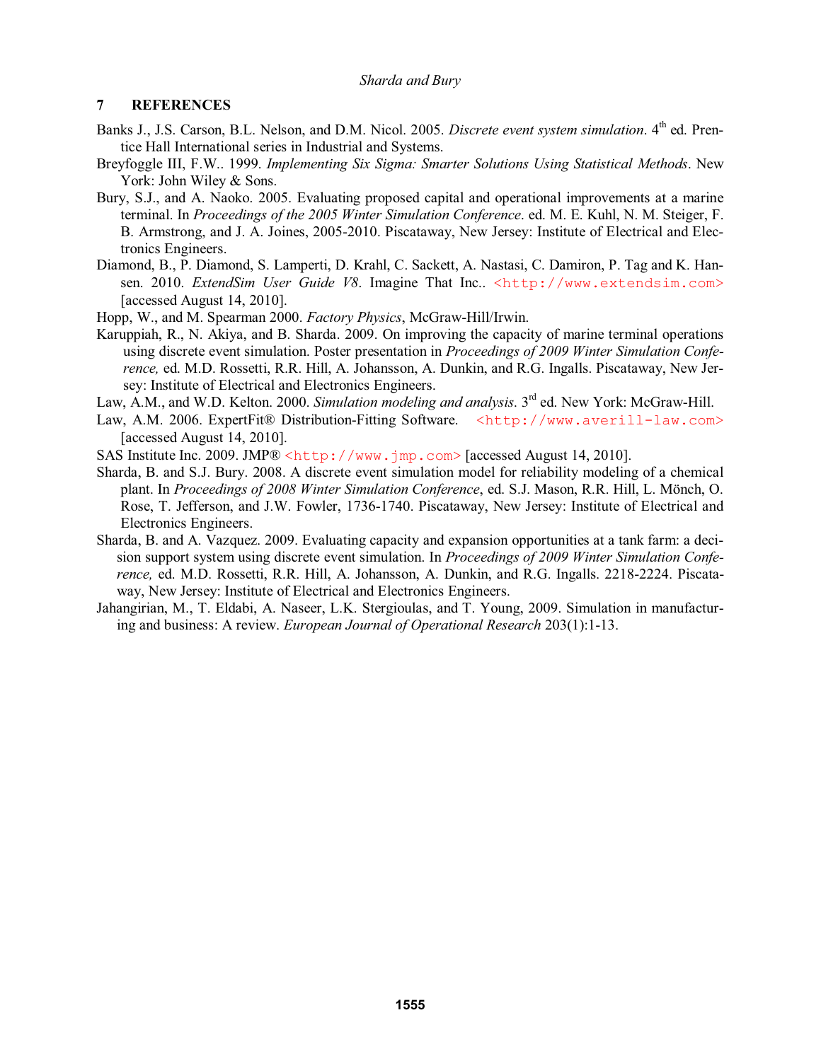## 7 REFERENCES

Banks J., J.S. Carson, B.L. Nelson, and D.M. Nicol. 2005. *Discrete event system simulation*. 4th ed. Prentice Hall International series in Industrial and Systems.

Breyfoggle III, F.W.. 1999. *Implementing Six Sigma: Smarter Solutions Using Statistical Methods*. New York: John Wiley & Sons.

Bury, S.J., and A. Naoko. 2005. Evaluating proposed capital and operational improvements at a marine terminal. In *Proceedings of the 2005 Winter Simulation Conference*. ed. M. E. Kuhl, N. M. Steiger, F. B. Armstrong, and J. A. Joines, 2005-2010. Piscataway, New Jersey: Institute of Electrical and Electronics Engineers.

Diamond, B., P. Diamond, S. Lamperti, D. Krahl, C. Sackett, A. Nastasi, C. Damiron, P. Tag and K. Hansen. 2010. *ExtendSim User Guide V8*. Imagine That Inc.. <http://www.extendsim.com> [accessed August 14, 2010].

Hopp, W., and M. Spearman 2000. *Factory Physics*, McGraw-Hill/Irwin.

Karuppiah, R., N. Akiya, and B. Sharda. 2009. On improving the capacity of marine terminal operations using discrete event simulation. Poster presentation in *Proceedings of 2009 Winter Simulation Conference,* ed. M.D. Rossetti, R.R. Hill, A. Johansson, A. Dunkin, and R.G. Ingalls. Piscataway, New Jersey: Institute of Electrical and Electronics Engineers.

Law, A.M., and W.D. Kelton. 2000. *Simulation modeling and analysis*. 3rd ed. New York: McGraw-Hill.

Law, A.M. 2006. ExpertFit® Distribution-Fitting Software. <http://www.averill-law.com> [accessed August 14, 2010].

SAS Institute Inc. 2009. JMP® <http://www.jmp.com> [accessed August 14, 2010].

Sharda, B. and S.J. Bury. 2008. A discrete event simulation model for reliability modeling of a chemical plant. In *Proceedings of 2008 Winter Simulation Conference*, ed. S.J. Mason, R.R. Hill, L. Mönch, O. Rose, T. Jefferson, and J.W. Fowler, 1736-1740. Piscataway, New Jersey: Institute of Electrical and Electronics Engineers.

Sharda, B. and A. Vazquez. 2009. Evaluating capacity and expansion opportunities at a tank farm: a decision support system using discrete event simulation. In *Proceedings of 2009 Winter Simulation Conference,* ed. M.D. Rossetti, R.R. Hill, A. Johansson, A. Dunkin, and R.G. Ingalls. 2218-2224. Piscataway, New Jersey: Institute of Electrical and Electronics Engineers.

Jahangirian, M., T. Eldabi, A. Naseer, L.K. Stergioulas, and T. Young, 2009. Simulation in manufacturing and business: A review. *European Journal of Operational Research* 203(1):1-13.